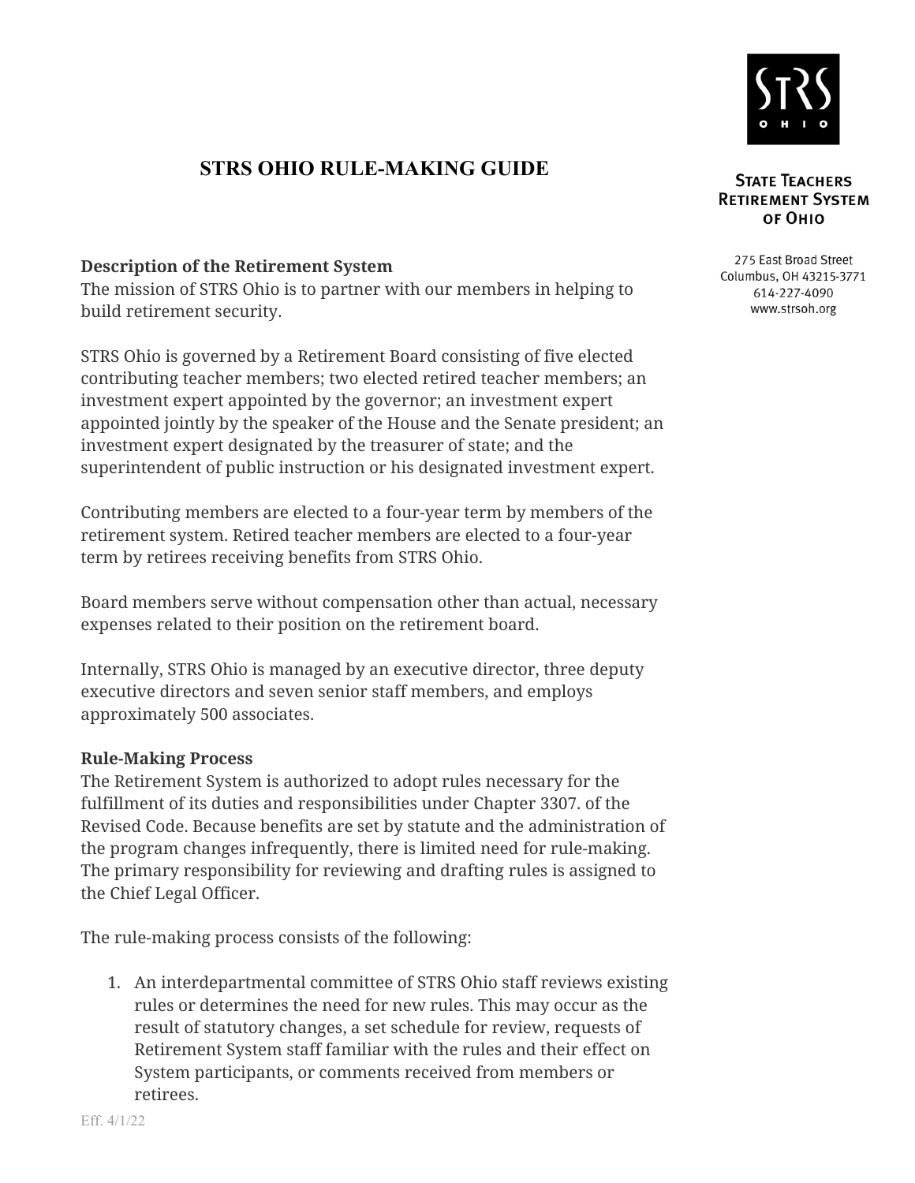# STRS OHIO RULE-MAKING GUIDE

**State Teachers Retirement System of Ohio**

275 East Broad Street
Columbus, OH 43215-3771
614-227-4090
www.strsoh.org

**Description of the Retirement System**
The mission of STRS Ohio is to partner with our members in helping to build retirement security.

STRS Ohio is governed by a Retirement Board consisting of five elected contributing teacher members; two elected retired teacher members; an investment expert appointed by the governor; an investment expert appointed jointly by the speaker of the House and the Senate president; an investment expert designated by the treasurer of state; and the superintendent of public instruction or his designated investment expert.

Contributing members are elected to a four-year term by members of the retirement system. Retired teacher members are elected to a four-year term by retirees receiving benefits from STRS Ohio.

Board members serve without compensation other than actual, necessary expenses related to their position on the retirement board.

Internally, STRS Ohio is managed by an executive director, three deputy executive directors and seven senior staff members, and employs approximately 500 associates.

**Rule-Making Process**
The Retirement System is authorized to adopt rules necessary for the fulfillment of its duties and responsibilities under Chapter 3307. of the Revised Code. Because benefits are set by statute and the administration of the program changes infrequently, there is limited need for rule-making. The primary responsibility for reviewing and drafting rules is assigned to the Chief Legal Officer.

The rule-making process consists of the following:

1. An interdepartmental committee of STRS Ohio staff reviews existing rules or determines the need for new rules. This may occur as the result of statutory changes, a set schedule for review, requests of Retirement System staff familiar with the rules and their effect on System participants, or comments received from members or retirees.

Eff. 4/1/22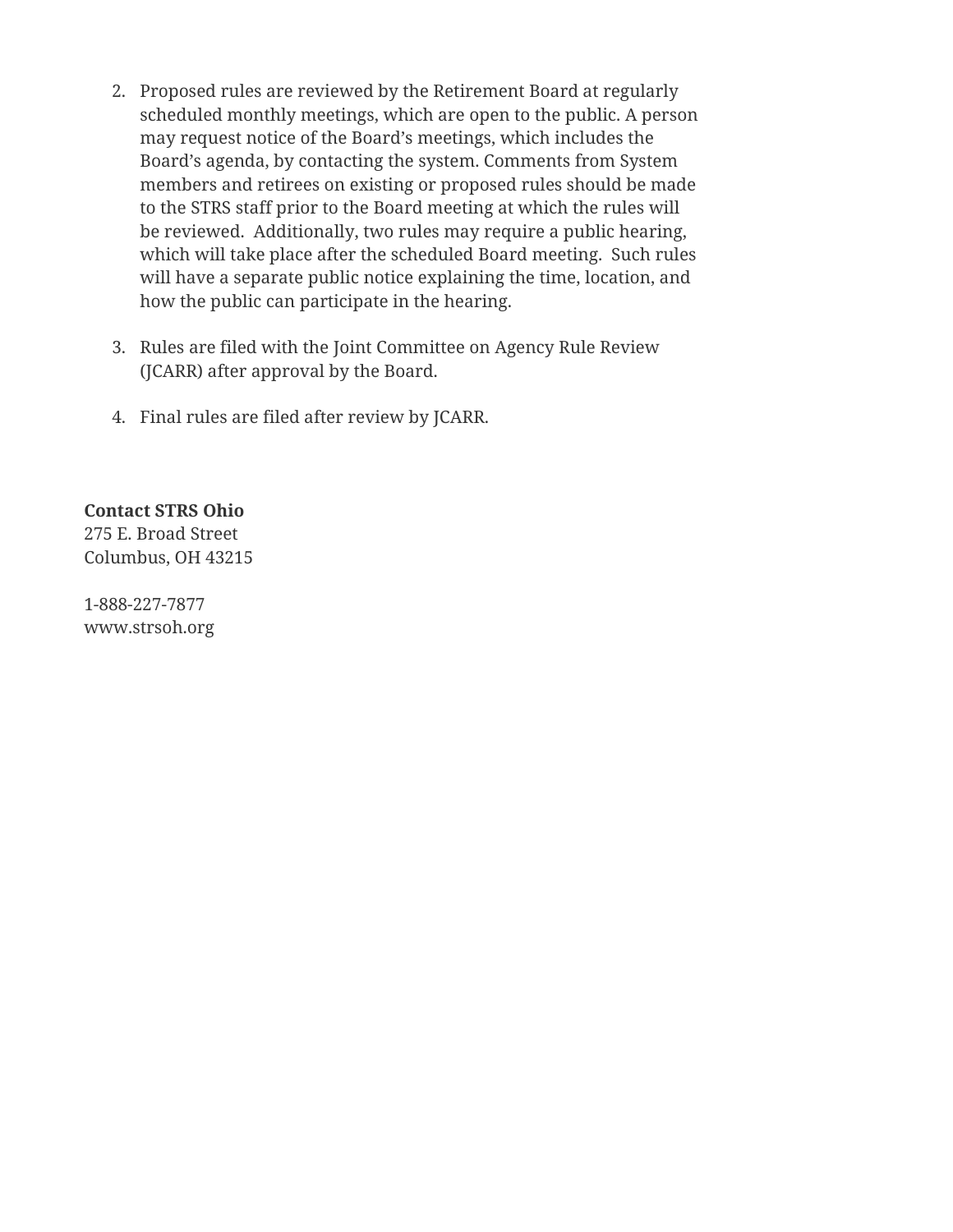2. Proposed rules are reviewed by the Retirement Board at regularly scheduled monthly meetings, which are open to the public. A person may request notice of the Board's meetings, which includes the Board's agenda, by contacting the system. Comments from System members and retirees on existing or proposed rules should be made to the STRS staff prior to the Board meeting at which the rules will be reviewed.  Additionally, two rules may require a public hearing, which will take place after the scheduled Board meeting.  Such rules will have a separate public notice explaining the time, location, and how the public can participate in the hearing.

3. Rules are filed with the Joint Committee on Agency Rule Review (JCARR) after approval by the Board.

4. Final rules are filed after review by JCARR.

**Contact STRS Ohio**
275 E. Broad Street
Columbus, OH 43215

1-888-227-7877
www.strsoh.org